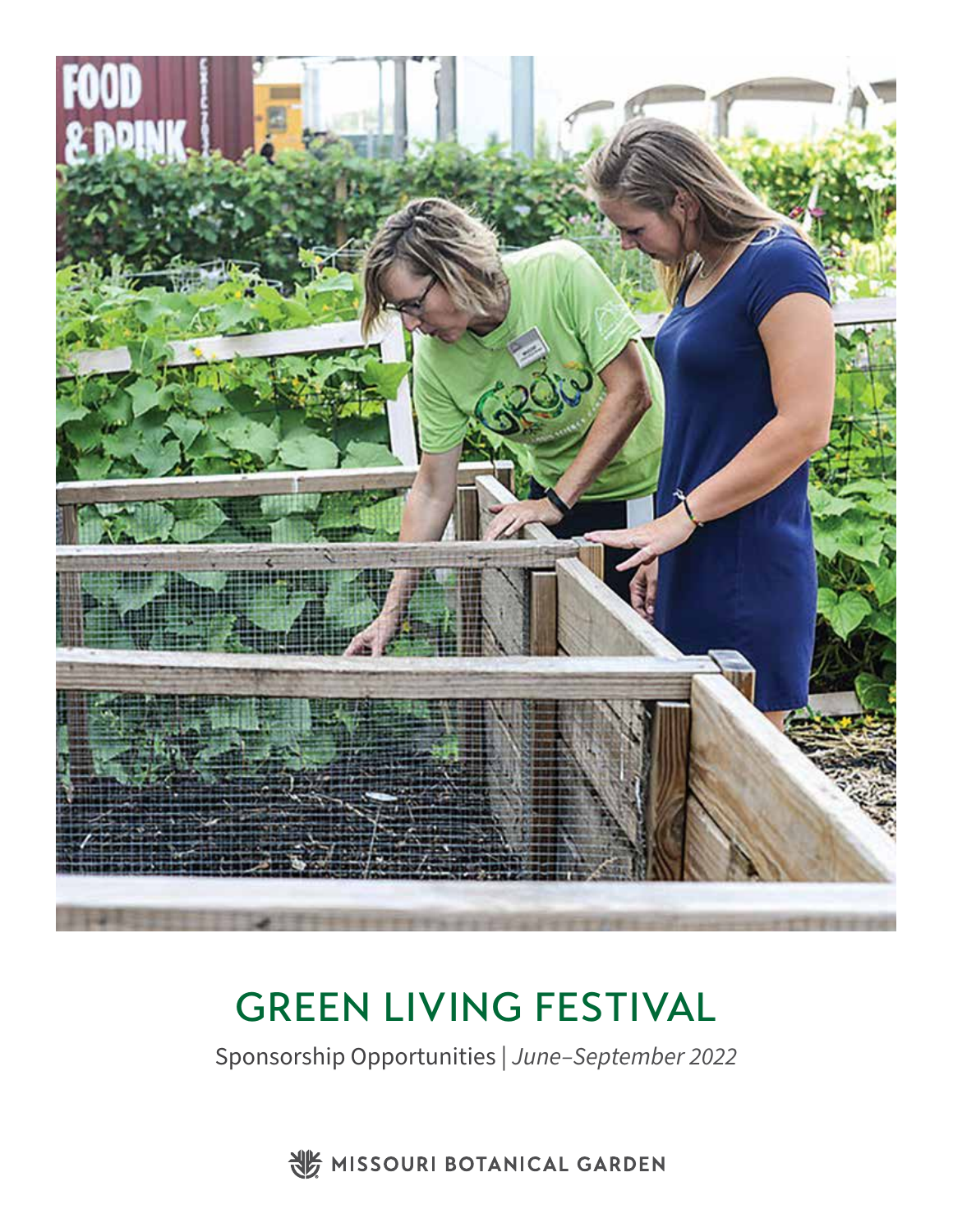# GREEN LIVING FESTIVAL

Sponsorship Opportunities | *June–September 2022*

MISSOURI BOTANICAL GARDEN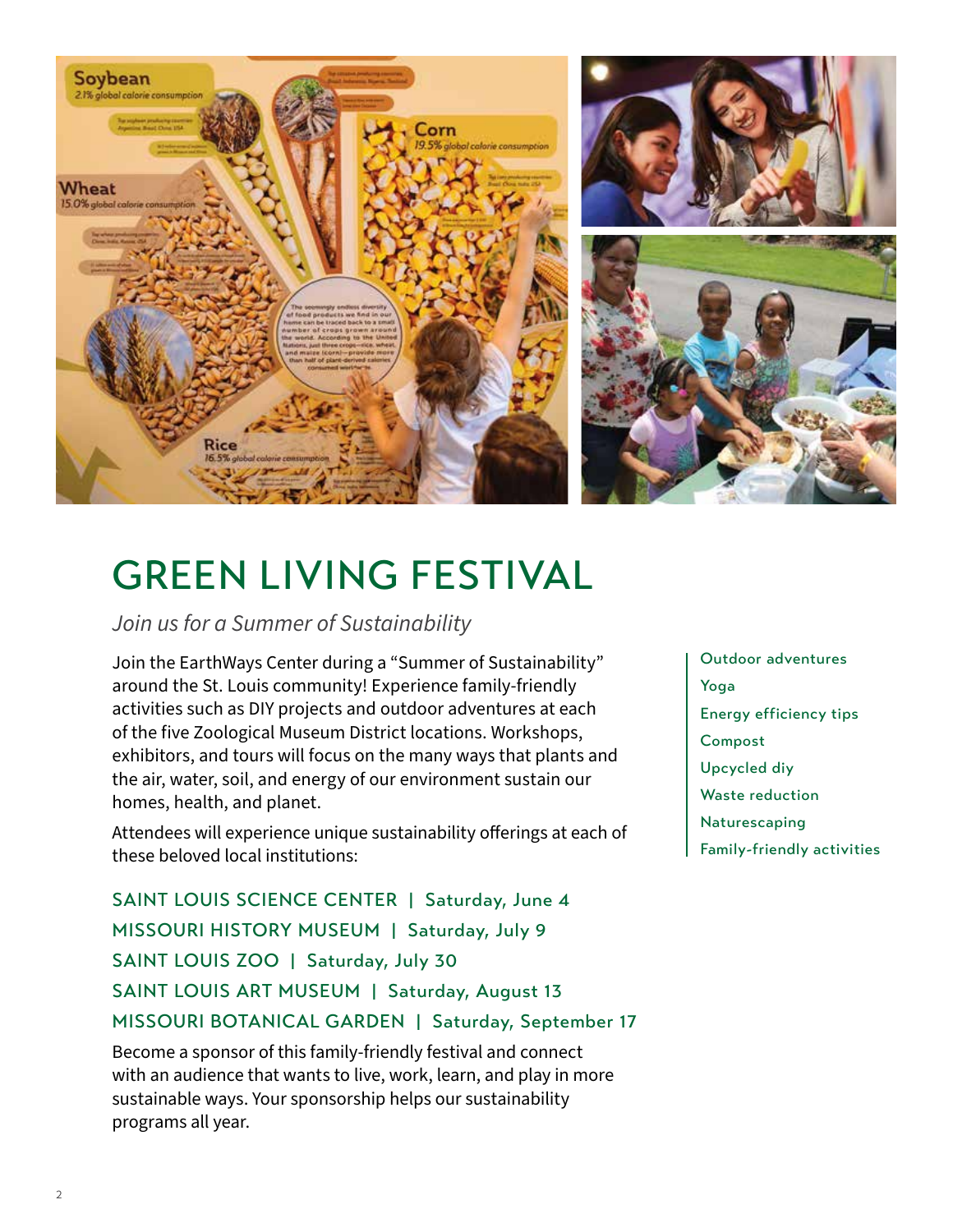# GREEN LIVING FESTIVAL

*Join us for a Summer of Sustainability*

Join the EarthWays Center during a "Summer of Sustainability" around the St. Louis community! Experience family-friendly activities such as DIY projects and outdoor adventures at each of the five Zoological Museum District locations. Workshops, exhibitors, and tours will focus on the many ways that plants and the air, water, soil, and energy of our environment sustain our homes, health, and planet.

Attendees will experience unique sustainability offerings at each of these beloved local institutions:

SAINT LOUIS SCIENCE CENTER | Saturday, June 4
MISSOURI HISTORY MUSEUM | Saturday, July 9
SAINT LOUIS ZOO | Saturday, July 30
SAINT LOUIS ART MUSEUM | Saturday, August 13
MISSOURI BOTANICAL GARDEN | Saturday, September 17

Become a sponsor of this family-friendly festival and connect with an audience that wants to live, work, learn, and play in more sustainable ways. Your sponsorship helps our sustainability programs all year.

- Outdoor adventures
- Yoga
- Energy efficiency tips
- Compost
- Upcycled diy
- Waste reduction
- Naturescaping
- Family-friendly activities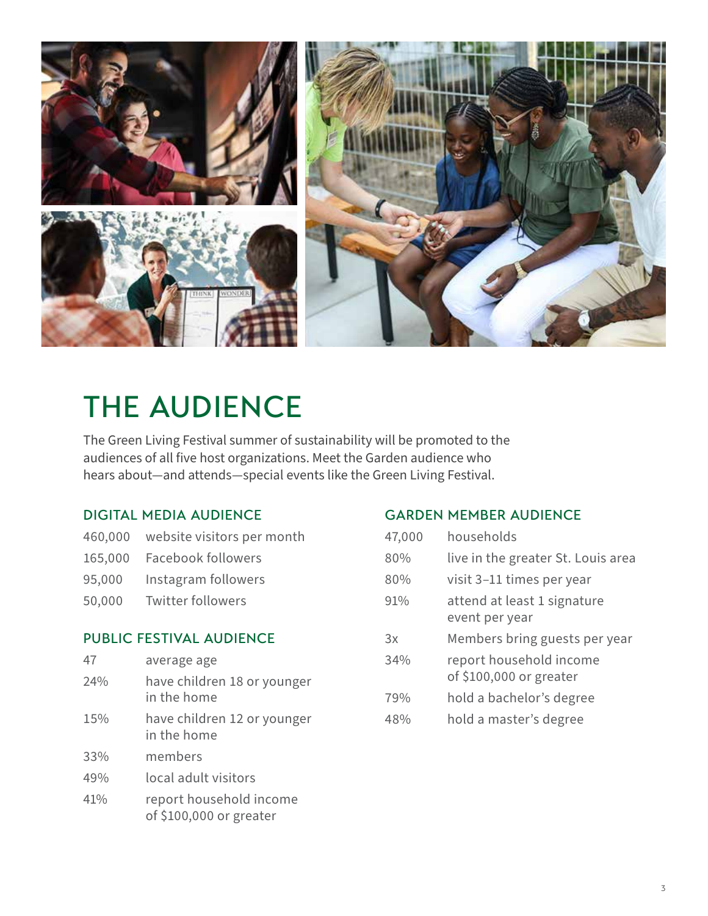# THE AUDIENCE

The Green Living Festival summer of sustainability will be promoted to the audiences of all five host organizations. Meet the Garden audience who hears about—and attends—special events like the Green Living Festival.

## DIGITAL MEDIA AUDIENCE

| | |
|---|---|
| 460,000 | website visitors per month |
| 165,000 | Facebook followers |
| 95,000 | Instagram followers |
| 50,000 | Twitter followers |

## PUBLIC FESTIVAL AUDIENCE

| | |
|---|---|
| 47 | average age |
| 24% | have children 18 or younger in the home |
| 15% | have children 12 or younger in the home |
| 33% | members |
| 49% | local adult visitors |
| 41% | report household income of $100,000 or greater |

## GARDEN MEMBER AUDIENCE

| | |
|---|---|
| 47,000 | households |
| 80% | live in the greater St. Louis area |
| 80% | visit 3–11 times per year |
| 91% | attend at least 1 signature event per year |
| 3x | Members bring guests per year |
| 34% | report household income of $100,000 or greater |
| 79% | hold a bachelor's degree |
| 48% | hold a master's degree |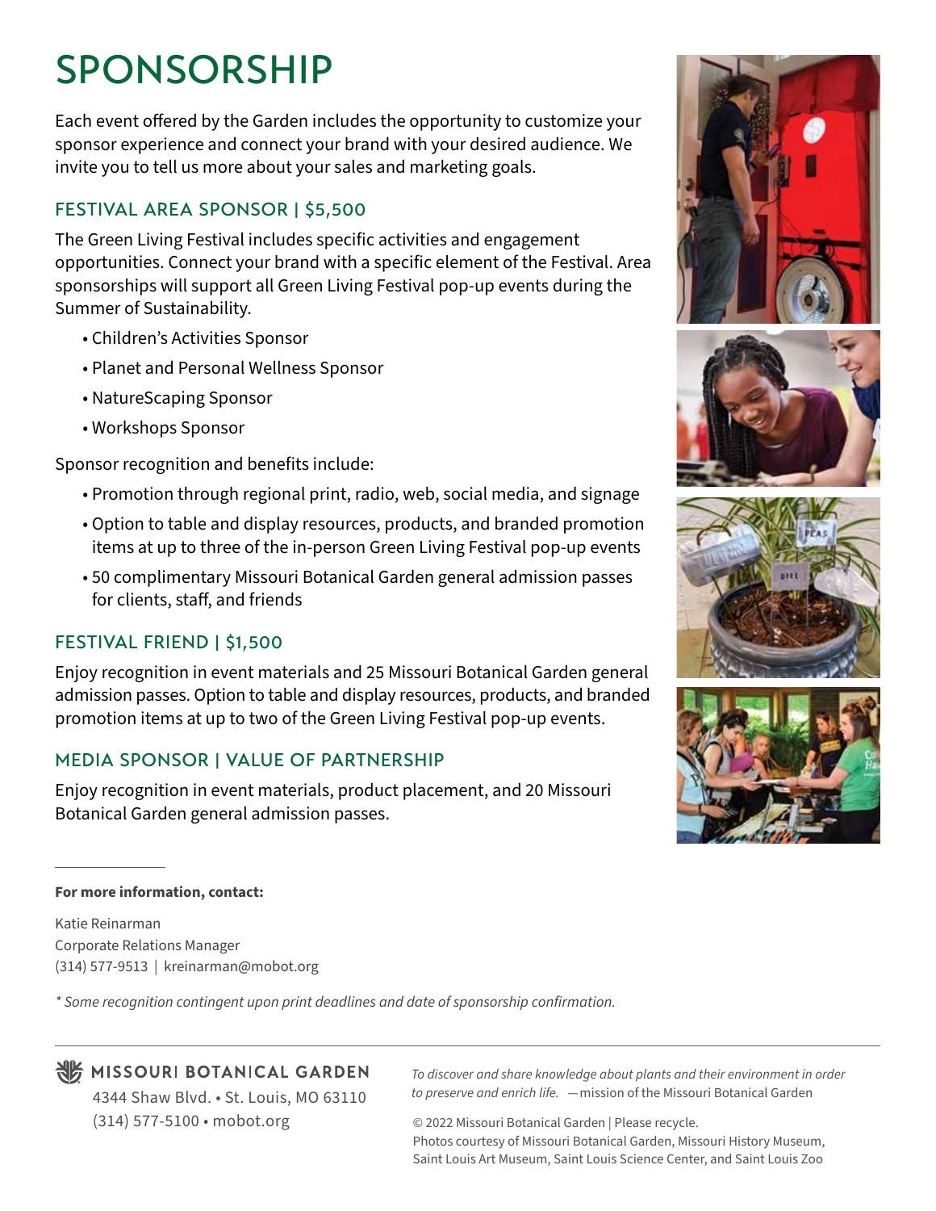# SPONSORSHIP

Each event offered by the Garden includes the opportunity to customize your sponsor experience and connect your brand with your desired audience. We invite you to tell us more about your sales and marketing goals.

## FESTIVAL AREA SPONSOR | $5,500

The Green Living Festival includes specific activities and engagement opportunities. Connect your brand with a specific element of the Festival. Area sponsorships will support all Green Living Festival pop-up events during the Summer of Sustainability.

- Children's Activities Sponsor
- Planet and Personal Wellness Sponsor
- NatureScaping Sponsor
- Workshops Sponsor

Sponsor recognition and benefits include:

- Promotion through regional print, radio, web, social media, and signage
- Option to table and display resources, products, and branded promotion items at up to three of the in-person Green Living Festival pop-up events
- 50 complimentary Missouri Botanical Garden general admission passes for clients, staff, and friends

## FESTIVAL FRIEND | $1,500

Enjoy recognition in event materials and 25 Missouri Botanical Garden general admission passes. Option to table and display resources, products, and branded promotion items at up to two of the Green Living Festival pop-up events.

## MEDIA SPONSOR | VALUE OF PARTNERSHIP

Enjoy recognition in event materials, product placement, and 20 Missouri Botanical Garden general admission passes.

---

**For more information, contact:**

Katie Reinarman
Corporate Relations Manager
(314) 577-9513 | kreinarman@mobot.org

*\* Some recognition contingent upon print deadlines and date of sponsorship confirmation.*

---

MISSOURI BOTANICAL GARDEN
4344 Shaw Blvd. • St. Louis, MO 63110
(314) 577-5100 • mobot.org

*To discover and share knowledge about plants and their environment in order to preserve and enrich life.* —mission of the Missouri Botanical Garden

© 2022 Missouri Botanical Garden | Please recycle.
Photos courtesy of Missouri Botanical Garden, Missouri History Museum, Saint Louis Art Museum, Saint Louis Science Center, and Saint Louis Zoo